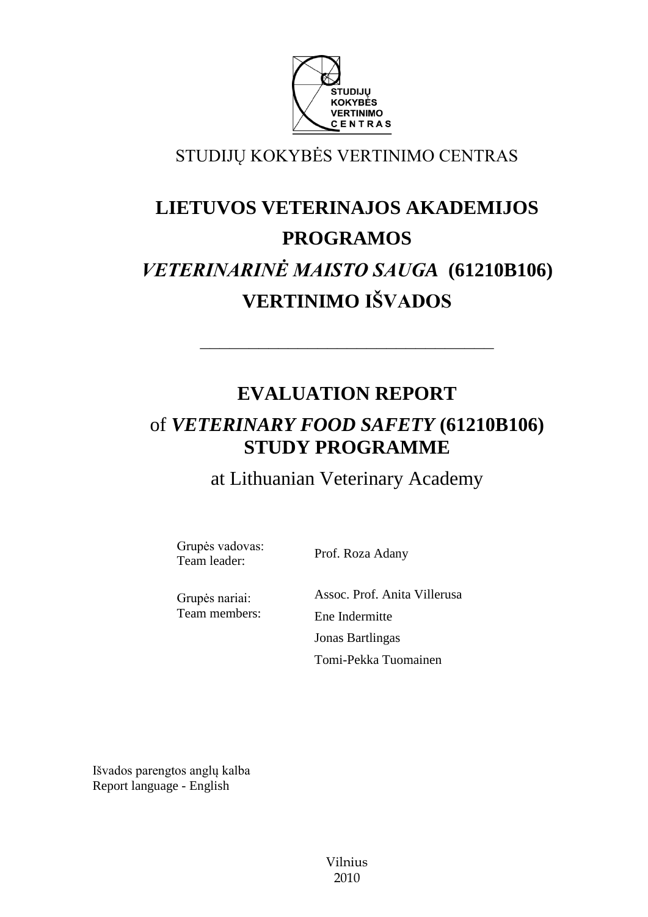STUDIJŲ KOKYBĖS VERTINIMO CENTRAS

# LIETUVOS VETERINAJOS AKADEMIJOS PROGRAMOS *VETERINARINĖ MAISTO SAUGA* (61210B106) VERTINIMO IŠVADOS

---

# EVALUATION REPORT

## of *VETERINARY FOOD SAFETY* (61210B106) STUDY PROGRAMME

at Lithuanian Veterinary Academy

Grupės vadovas:
Team leader: Prof. Roza Adany

Grupės nariai:
Team members:
Assoc. Prof. Anita Villerusa
Ene Indermitte
Jonas Bartlingas
Tomi-Pekka Tuomainen

Išvados parengtos anglų kalba
Report language - English

Vilnius
2010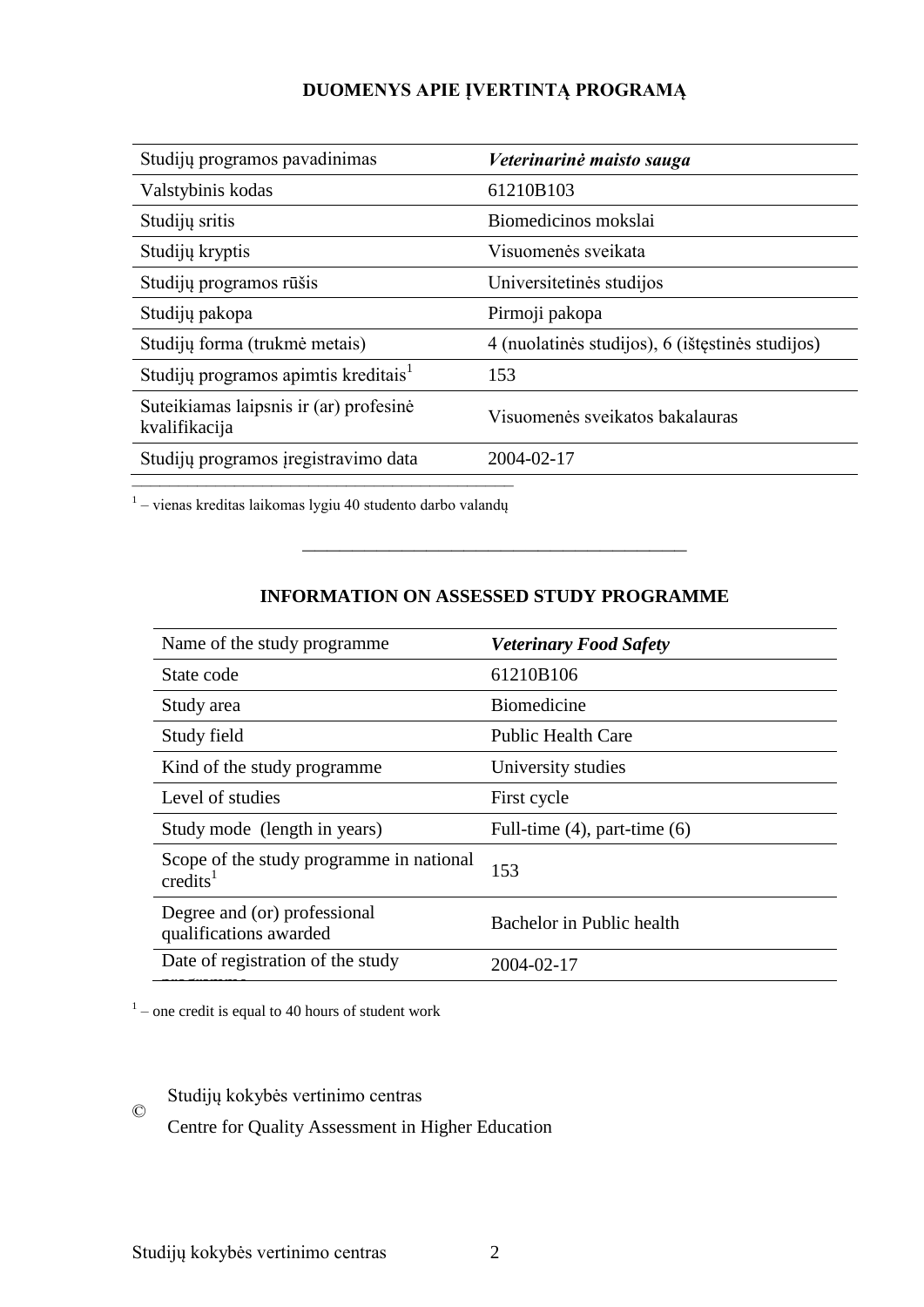## DUOMENYS APIE ĮVERTINTĄ PROGRAMĄ

| Studijų programos pavadinimas | ***Veterinarinė maisto sauga*** |
|---|---|
| Valstybinis kodas | 61210B103 |
| Studijų sritis | Biomedicinos mokslai |
| Studijų kryptis | Visuomenės sveikata |
| Studijų programos rūšis | Universitetinės studijos |
| Studijų pakopa | Pirmoji pakopa |
| Studijų forma (trukmė metais) | 4 (nuolatinės studijos), 6 (ištęstinės studijos) |
| Studijų programos apimtis kreditais[1] | 153 |
| Suteikiamas laipsnis ir (ar) profesinė kvalifikacija | Visuomenės sveikatos bakalauras |
| Studijų programos įregistravimo data | 2004-02-17 |

[1] – vienas kreditas laikomas lygiu 40 studento darbo valandų

---

## INFORMATION ON ASSESSED STUDY PROGRAMME

| Name of the study programme | ***Veterinary Food Safety*** |
|---|---|
| State code | 61210B106 |
| Study area | Biomedicine |
| Study field | Public Health Care |
| Kind of the study programme | University studies |
| Level of studies | First cycle |
| Study mode (length in years) | Full-time (4), part-time (6) |
| Scope of the study programme in national credits[1] | 153 |
| Degree and (or) professional qualifications awarded | Bachelor in Public health |
| Date of registration of the study programme | 2004-02-17 |

[1] – one credit is equal to 40 hours of student work

© Studijų kokybės vertinimo centras
Centre for Quality Assessment in Higher Education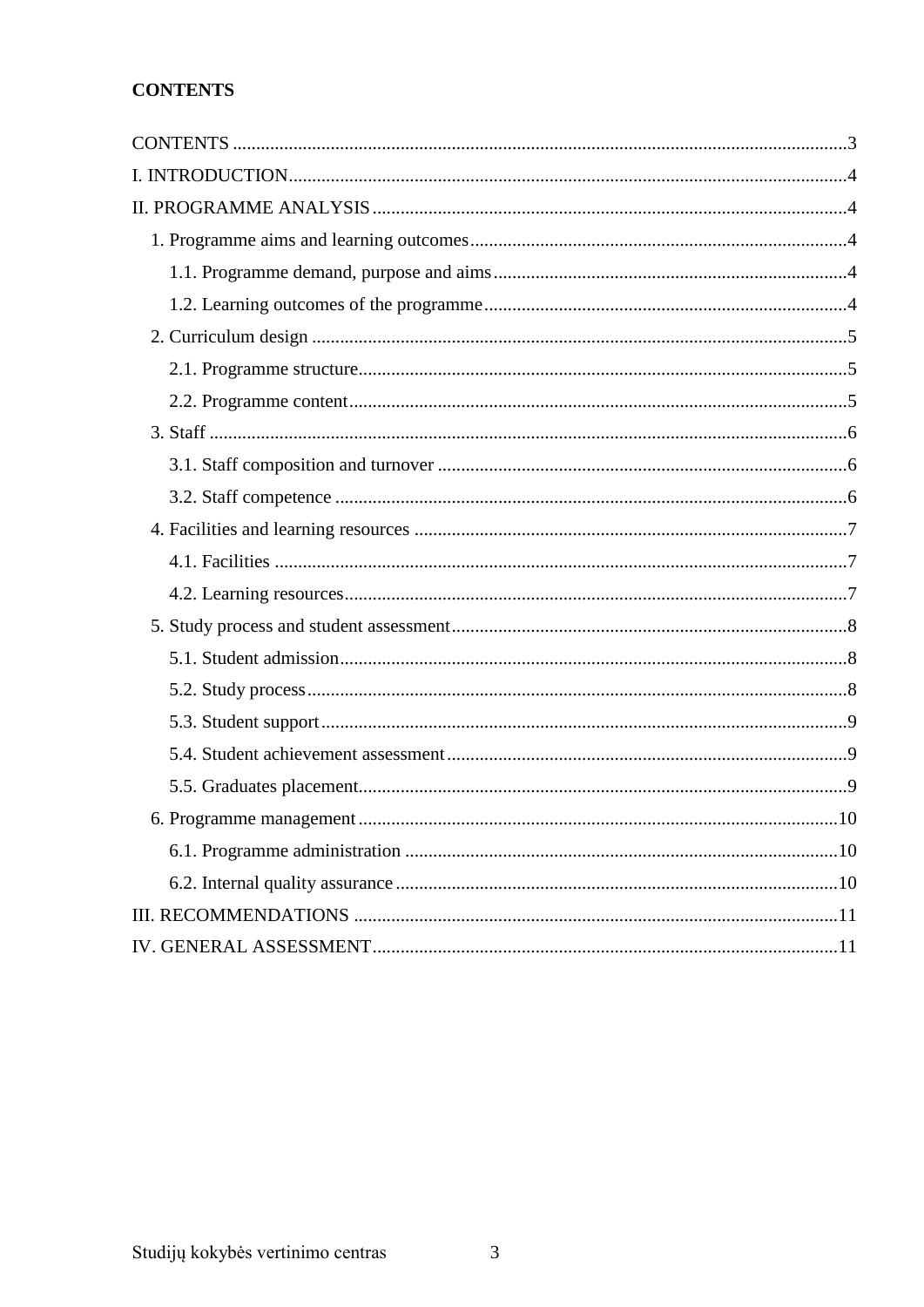**CONTENTS**

CONTENTS ...................................................................................................................3
I. INTRODUCTION........................................................................................................4
II. PROGRAMME ANALYSIS ......................................................................................4
- 1. Programme aims and learning outcomes.................................................................4
  - 1.1. Programme demand, purpose and aims............................................................4
  - 1.2. Learning outcomes of the programme.............................................................4
- 2. Curriculum design ...................................................................................................5
  - 2.1. Programme structure.........................................................................................5
  - 2.2. Programme content...........................................................................................5
- 3. Staff .........................................................................................................................6
  - 3.1. Staff composition and turnover ........................................................................6
  - 3.2. Staff competence ..............................................................................................6
- 4. Facilities and learning resources .............................................................................7
  - 4.1. Facilities ...........................................................................................................7
  - 4.2. Learning resources............................................................................................7
- 5. Study process and student assessment.....................................................................8
  - 5.1. Student admission.............................................................................................8
  - 5.2. Study process....................................................................................................8
  - 5.3. Student support.................................................................................................9
  - 5.4. Student achievement assessment......................................................................9
  - 5.5. Graduates placement.........................................................................................9
- 6. Programme management.......................................................................................10
  - 6.1. Programme administration .............................................................................10
  - 6.2. Internal quality assurance ...............................................................................10

III. RECOMMENDATIONS .......................................................................................11
IV. GENERAL ASSESSMENT....................................................................................11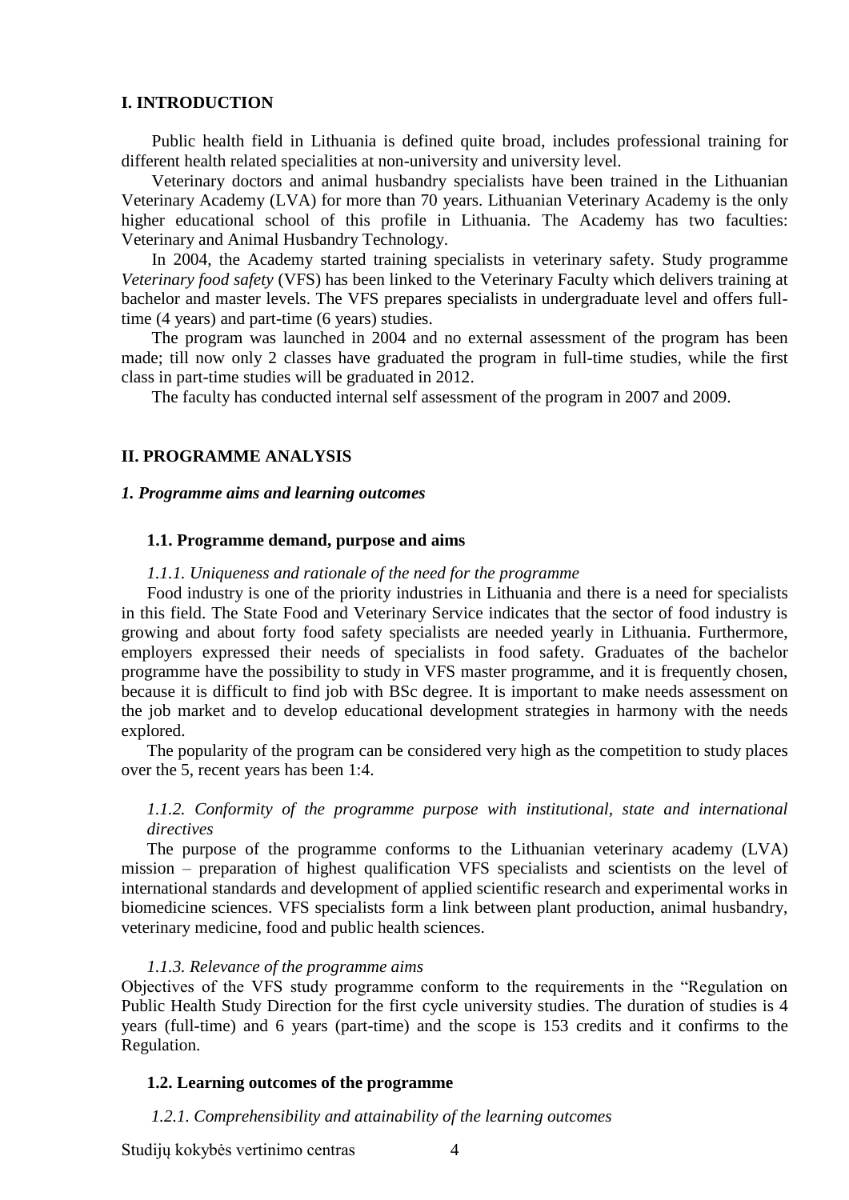## I. INTRODUCTION

Public health field in Lithuania is defined quite broad, includes professional training for different health related specialities at non-university and university level.

Veterinary doctors and animal husbandry specialists have been trained in the Lithuanian Veterinary Academy (LVA) for more than 70 years. Lithuanian Veterinary Academy is the only higher educational school of this profile in Lithuania. The Academy has two faculties: Veterinary and Animal Husbandry Technology.

In 2004, the Academy started training specialists in veterinary safety. Study programme *Veterinary food safety* (VFS) has been linked to the Veterinary Faculty which delivers training at bachelor and master levels. The VFS prepares specialists in undergraduate level and offers full-time (4 years) and part-time (6 years) studies.

The program was launched in 2004 and no external assessment of the program has been made; till now only 2 classes have graduated the program in full-time studies, while the first class in part-time studies will be graduated in 2012.

The faculty has conducted internal self assessment of the program in 2007 and 2009.

## II. PROGRAMME ANALYSIS

### *1. Programme aims and learning outcomes*

#### 1.1. Programme demand, purpose and aims

*1.1.1. Uniqueness and rationale of the need for the programme*

Food industry is one of the priority industries in Lithuania and there is a need for specialists in this field. The State Food and Veterinary Service indicates that the sector of food industry is growing and about forty food safety specialists are needed yearly in Lithuania. Furthermore, employers expressed their needs of specialists in food safety. Graduates of the bachelor programme have the possibility to study in VFS master programme, and it is frequently chosen, because it is difficult to find job with BSc degree. It is important to make needs assessment on the job market and to develop educational development strategies in harmony with the needs explored.

The popularity of the program can be considered very high as the competition to study places over the 5, recent years has been 1:4.

*1.1.2. Conformity of the programme purpose with institutional, state and international directives*

The purpose of the programme conforms to the Lithuanian veterinary academy (LVA) mission – preparation of highest qualification VFS specialists and scientists on the level of international standards and development of applied scientific research and experimental works in biomedicine sciences. VFS specialists form a link between plant production, animal husbandry, veterinary medicine, food and public health sciences.

*1.1.3. Relevance of the programme aims*

Objectives of the VFS study programme conform to the requirements in the "Regulation on Public Health Study Direction for the first cycle university studies. The duration of studies is 4 years (full-time) and 6 years (part-time) and the scope is 153 credits and it confirms to the Regulation.

#### 1.2. Learning outcomes of the programme

*1.2.1. Comprehensibility and attainability of the learning outcomes*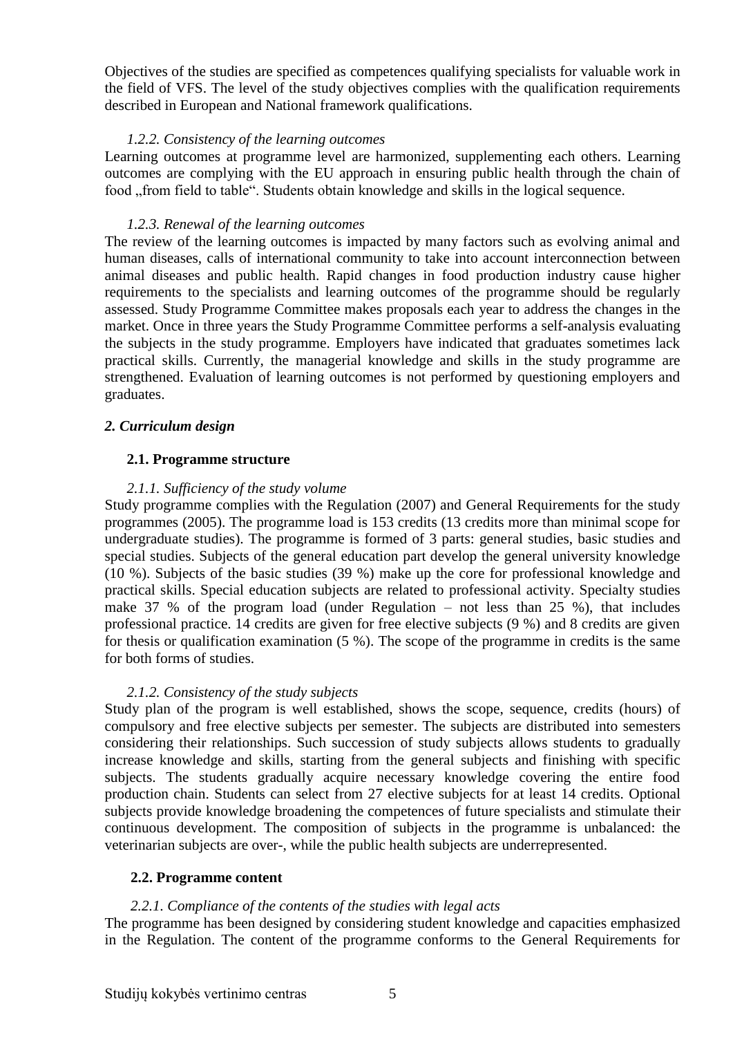Objectives of the studies are specified as competences qualifying specialists for valuable work in the field of VFS. The level of the study objectives complies with the qualification requirements described in European and National framework qualifications.

*1.2.2. Consistency of the learning outcomes*

Learning outcomes at programme level are harmonized, supplementing each others. Learning outcomes are complying with the EU approach in ensuring public health through the chain of food „from field to table“. Students obtain knowledge and skills in the logical sequence.

*1.2.3. Renewal of the learning outcomes*

The review of the learning outcomes is impacted by many factors such as evolving animal and human diseases, calls of international community to take into account interconnection between animal diseases and public health. Rapid changes in food production industry cause higher requirements to the specialists and learning outcomes of the programme should be regularly assessed. Study Programme Committee makes proposals each year to address the changes in the market. Once in three years the Study Programme Committee performs a self-analysis evaluating the subjects in the study programme. Employers have indicated that graduates sometimes lack practical skills. Currently, the managerial knowledge and skills in the study programme are strengthened. Evaluation of learning outcomes is not performed by questioning employers and graduates.

### *2. Curriculum design*

#### 2.1. Programme structure

*2.1.1. Sufficiency of the study volume*

Study programme complies with the Regulation (2007) and General Requirements for the study programmes (2005). The programme load is 153 credits (13 credits more than minimal scope for undergraduate studies). The programme is formed of 3 parts: general studies, basic studies and special studies. Subjects of the general education part develop the general university knowledge (10 %). Subjects of the basic studies (39 %) make up the core for professional knowledge and practical skills. Special education subjects are related to professional activity. Specialty studies make 37 % of the program load (under Regulation – not less than 25 %), that includes professional practice. 14 credits are given for free elective subjects (9 %) and 8 credits are given for thesis or qualification examination (5 %). The scope of the programme in credits is the same for both forms of studies.

*2.1.2. Consistency of the study subjects*

Study plan of the program is well established, shows the scope, sequence, credits (hours) of compulsory and free elective subjects per semester. The subjects are distributed into semesters considering their relationships. Such succession of study subjects allows students to gradually increase knowledge and skills, starting from the general subjects and finishing with specific subjects. The students gradually acquire necessary knowledge covering the entire food production chain. Students can select from 27 elective subjects for at least 14 credits. Optional subjects provide knowledge broadening the competences of future specialists and stimulate their continuous development. The composition of subjects in the programme is unbalanced: the veterinarian subjects are over-, while the public health subjects are underrepresented.

#### 2.2. Programme content

*2.2.1. Compliance of the contents of the studies with legal acts*

The programme has been designed by considering student knowledge and capacities emphasized in the Regulation. The content of the programme conforms to the General Requirements for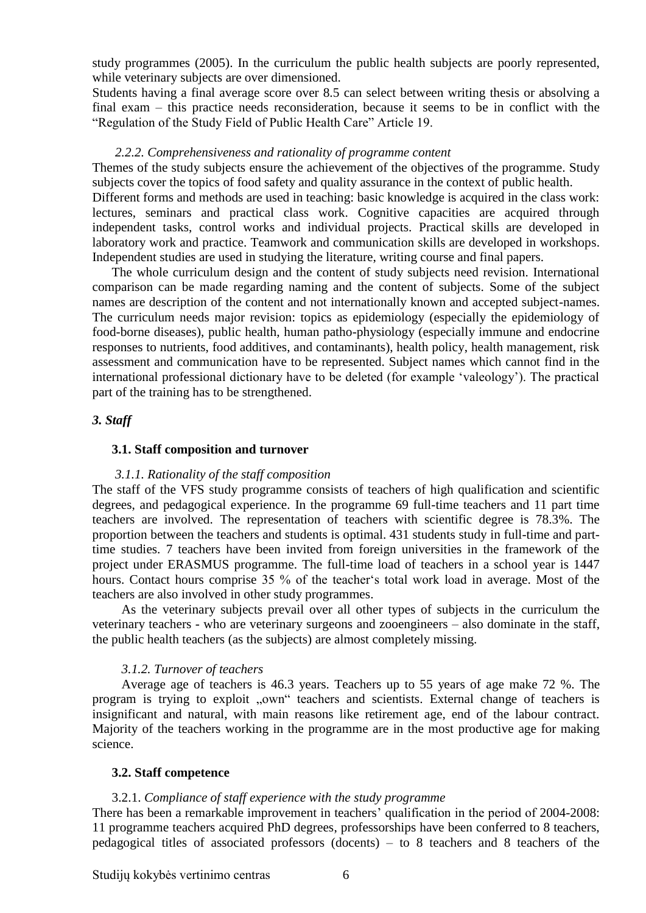study programmes (2005). In the curriculum the public health subjects are poorly represented, while veterinary subjects are over dimensioned.

Students having a final average score over 8.5 can select between writing thesis or absolving a final exam – this practice needs reconsideration, because it seems to be in conflict with the "Regulation of the Study Field of Public Health Care" Article 19.

*2.2.2. Comprehensiveness and rationality of programme content*

Themes of the study subjects ensure the achievement of the objectives of the programme. Study subjects cover the topics of food safety and quality assurance in the context of public health.

Different forms and methods are used in teaching: basic knowledge is acquired in the class work: lectures, seminars and practical class work. Cognitive capacities are acquired through independent tasks, control works and individual projects. Practical skills are developed in laboratory work and practice. Teamwork and communication skills are developed in workshops. Independent studies are used in studying the literature, writing course and final papers.

The whole curriculum design and the content of study subjects need revision. International comparison can be made regarding naming and the content of subjects. Some of the subject names are description of the content and not internationally known and accepted subject-names. The curriculum needs major revision: topics as epidemiology (especially the epidemiology of food-borne diseases), public health, human patho-physiology (especially immune and endocrine responses to nutrients, food additives, and contaminants), health policy, health management, risk assessment and communication have to be represented. Subject names which cannot find in the international professional dictionary have to be deleted (for example 'valeology'). The practical part of the training has to be strengthened.

## *3. Staff*

### 3.1. Staff composition and turnover

*3.1.1. Rationality of the staff composition*

The staff of the VFS study programme consists of teachers of high qualification and scientific degrees, and pedagogical experience. In the programme 69 full-time teachers and 11 part time teachers are involved. The representation of teachers with scientific degree is 78.3%. The proportion between the teachers and students is optimal. 431 students study in full-time and part-time studies. 7 teachers have been invited from foreign universities in the framework of the project under ERASMUS programme. The full-time load of teachers in a school year is 1447 hours. Contact hours comprise 35 % of the teacher's total work load in average. Most of the teachers are also involved in other study programmes.

As the veterinary subjects prevail over all other types of subjects in the curriculum the veterinary teachers - who are veterinary surgeons and zooengineers – also dominate in the staff, the public health teachers (as the subjects) are almost completely missing.

*3.1.2. Turnover of teachers*

Average age of teachers is 46.3 years. Teachers up to 55 years of age make 72 %. The program is trying to exploit „own" teachers and scientists. External change of teachers is insignificant and natural, with main reasons like retirement age, end of the labour contract. Majority of the teachers working in the programme are in the most productive age for making science.

### 3.2. Staff competence

3.2.1. *Compliance of staff experience with the study programme*

There has been a remarkable improvement in teachers' qualification in the period of 2004-2008: 11 programme teachers acquired PhD degrees, professorships have been conferred to 8 teachers, pedagogical titles of associated professors (docents) – to 8 teachers and 8 teachers of the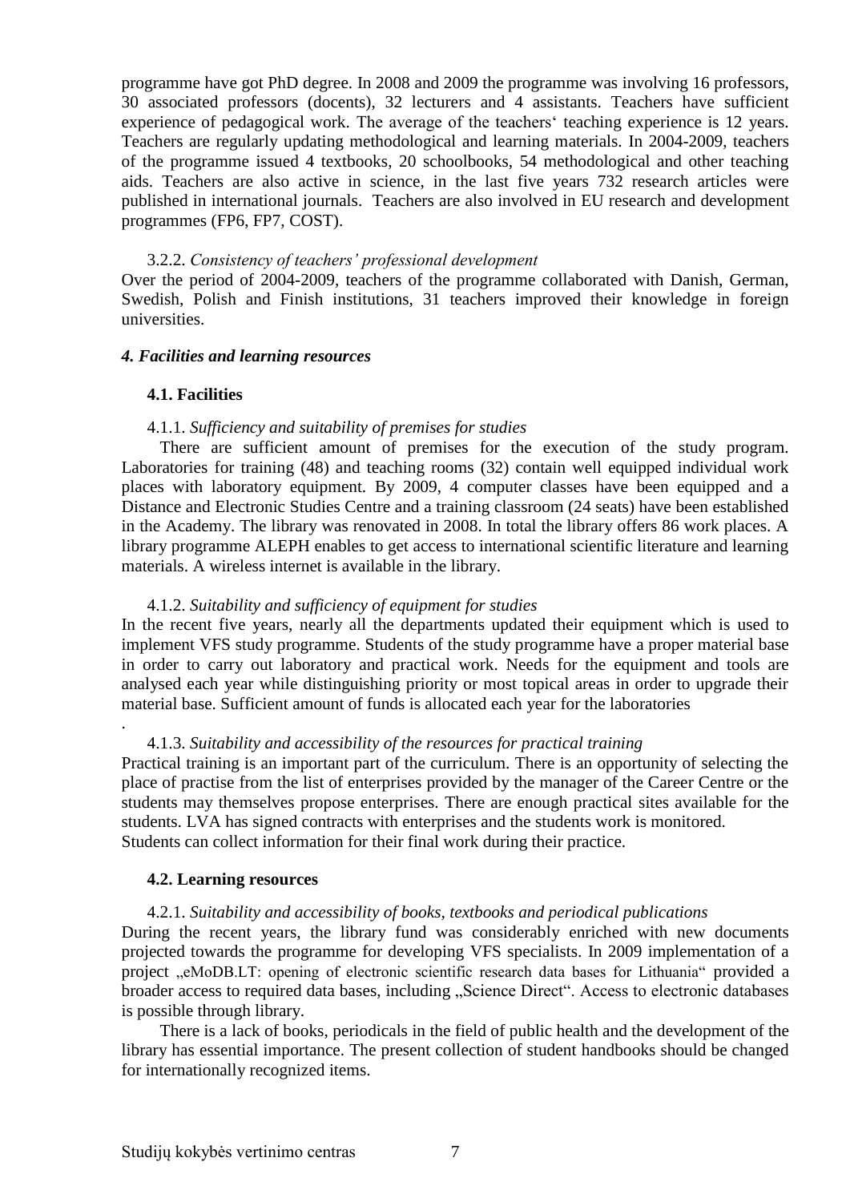programme have got PhD degree. In 2008 and 2009 the programme was involving 16 professors, 30 associated professors (docents), 32 lecturers and 4 assistants. Teachers have sufficient experience of pedagogical work. The average of the teachers‘ teaching experience is 12 years. Teachers are regularly updating methodological and learning materials. In 2004-2009, teachers of the programme issued 4 textbooks, 20 schoolbooks, 54 methodological and other teaching aids. Teachers are also active in science, in the last five years 732 research articles were published in international journals. Teachers are also involved in EU research and development programmes (FP6, FP7, COST).

3.2.2. *Consistency of teachers' professional development*

Over the period of 2004-2009, teachers of the programme collaborated with Danish, German, Swedish, Polish and Finish institutions, 31 teachers improved their knowledge in foreign universities.

### *4. Facilities and learning resources*

#### 4.1. Facilities

4.1.1. *Sufficiency and suitability of premises for studies*

There are sufficient amount of premises for the execution of the study program. Laboratories for training (48) and teaching rooms (32) contain well equipped individual work places with laboratory equipment. By 2009, 4 computer classes have been equipped and a Distance and Electronic Studies Centre and a training classroom (24 seats) have been established in the Academy. The library was renovated in 2008. In total the library offers 86 work places. A library programme ALEPH enables to get access to international scientific literature and learning materials. A wireless internet is available in the library.

4.1.2. *Suitability and sufficiency of equipment for studies*

In the recent five years, nearly all the departments updated their equipment which is used to implement VFS study programme. Students of the study programme have a proper material base in order to carry out laboratory and practical work. Needs for the equipment and tools are analysed each year while distinguishing priority or most topical areas in order to upgrade their material base. Sufficient amount of funds is allocated each year for the laboratories

.

4.1.3. *Suitability and accessibility of the resources for practical training*

Practical training is an important part of the curriculum. There is an opportunity of selecting the place of practise from the list of enterprises provided by the manager of the Career Centre or the students may themselves propose enterprises. There are enough practical sites available for the students. LVA has signed contracts with enterprises and the students work is monitored.
Students can collect information for their final work during their practice.

#### 4.2. Learning resources

4.2.1. *Suitability and accessibility of books, textbooks and periodical publications*

During the recent years, the library fund was considerably enriched with new documents projected towards the programme for developing VFS specialists. In 2009 implementation of a project „eMoDB.LT: opening of electronic scientific research data bases for Lithuania" provided a broader access to required data bases, including „Science Direct". Access to electronic databases is possible through library.

There is a lack of books, periodicals in the field of public health and the development of the library has essential importance. The present collection of student handbooks should be changed for internationally recognized items.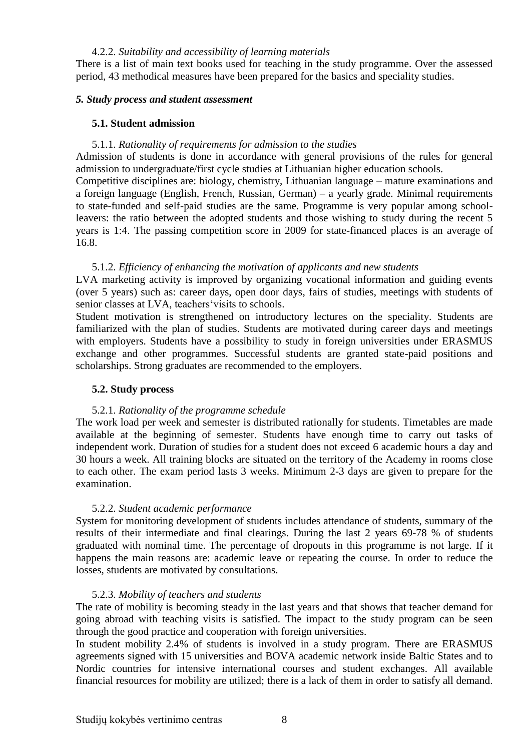4.2.2. *Suitability and accessibility of learning materials*

There is a list of main text books used for teaching in the study programme. Over the assessed period, 43 methodical measures have been prepared for the basics and speciality studies.

### *5. Study process and student assessment*

#### **5.1. Student admission**

5.1.1. *Rationality of requirements for admission to the studies*

Admission of students is done in accordance with general provisions of the rules for general admission to undergraduate/first cycle studies at Lithuanian higher education schools.

Competitive disciplines are: biology, chemistry, Lithuanian language – mature examinations and a foreign language (English, French, Russian, German) – a yearly grade. Minimal requirements to state-funded and self-paid studies are the same. Programme is very popular among school-leavers: the ratio between the adopted students and those wishing to study during the recent 5 years is 1:4. The passing competition score in 2009 for state-financed places is an average of 16.8.

5.1.2. *Efficiency of enhancing the motivation of applicants and new students*

LVA marketing activity is improved by organizing vocational information and guiding events (over 5 years) such as: career days, open door days, fairs of studies, meetings with students of senior classes at LVA, teachers'visits to schools.

Student motivation is strengthened on introductory lectures on the speciality. Students are familiarized with the plan of studies. Students are motivated during career days and meetings with employers. Students have a possibility to study in foreign universities under ERASMUS exchange and other programmes. Successful students are granted state-paid positions and scholarships. Strong graduates are recommended to the employers.

#### **5.2. Study process**

5.2.1. *Rationality of the programme schedule*

The work load per week and semester is distributed rationally for students. Timetables are made available at the beginning of semester. Students have enough time to carry out tasks of independent work. Duration of studies for a student does not exceed 6 academic hours a day and 30 hours a week. All training blocks are situated on the territory of the Academy in rooms close to each other. The exam period lasts 3 weeks. Minimum 2-3 days are given to prepare for the examination.

5.2.2. *Student academic performance*

System for monitoring development of students includes attendance of students, summary of the results of their intermediate and final clearings. During the last 2 years 69-78 % of students graduated with nominal time. The percentage of dropouts in this programme is not large. If it happens the main reasons are: academic leave or repeating the course. In order to reduce the losses, students are motivated by consultations.

5.2.3. *Mobility of teachers and students*

The rate of mobility is becoming steady in the last years and that shows that teacher demand for going abroad with teaching visits is satisfied. The impact to the study program can be seen through the good practice and cooperation with foreign universities.

In student mobility 2.4% of students is involved in a study program. There are ERASMUS agreements signed with 15 universities and BOVA academic network inside Baltic States and to Nordic countries for intensive international courses and student exchanges. All available financial resources for mobility are utilized; there is a lack of them in order to satisfy all demand.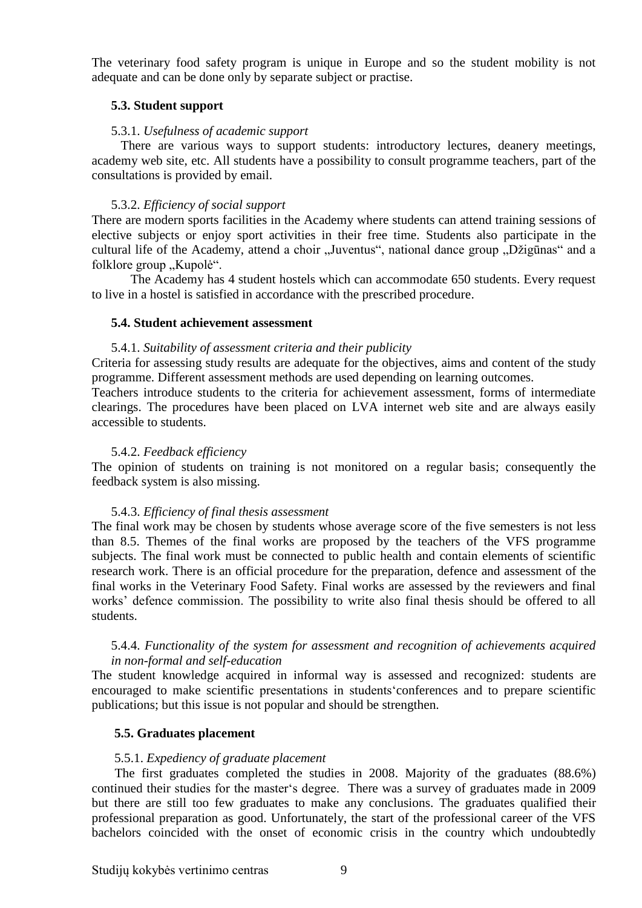The veterinary food safety program is unique in Europe and so the student mobility is not adequate and can be done only by separate subject or practise.

### 5.3. Student support

5.3.1. *Usefulness of academic support*

There are various ways to support students: introductory lectures, deanery meetings, academy web site, etc. All students have a possibility to consult programme teachers, part of the consultations is provided by email.

5.3.2. *Efficiency of social support*

There are modern sports facilities in the Academy where students can attend training sessions of elective subjects or enjoy sport activities in their free time. Students also participate in the cultural life of the Academy, attend a choir „Juventus", national dance group „Džigūnas" and a folklore group „Kupolė".

The Academy has 4 student hostels which can accommodate 650 students. Every request to live in a hostel is satisfied in accordance with the prescribed procedure.

### 5.4. Student achievement assessment

5.4.1. *Suitability of assessment criteria and their publicity*

Criteria for assessing study results are adequate for the objectives, aims and content of the study programme. Different assessment methods are used depending on learning outcomes.

Teachers introduce students to the criteria for achievement assessment, forms of intermediate clearings. The procedures have been placed on LVA internet web site and are always easily accessible to students.

5.4.2. *Feedback efficiency*

The opinion of students on training is not monitored on a regular basis; consequently the feedback system is also missing.

5.4.3. *Efficiency of final thesis assessment*

The final work may be chosen by students whose average score of the five semesters is not less than 8.5. Themes of the final works are proposed by the teachers of the VFS programme subjects. The final work must be connected to public health and contain elements of scientific research work. There is an official procedure for the preparation, defence and assessment of the final works in the Veterinary Food Safety. Final works are assessed by the reviewers and final works' defence commission. The possibility to write also final thesis should be offered to all students.

5.4.4. *Functionality of the system for assessment and recognition of achievements acquired in non-formal and self-education*

The student knowledge acquired in informal way is assessed and recognized: students are encouraged to make scientific presentations in students'conferences and to prepare scientific publications; but this issue is not popular and should be strengthen.

### 5.5. Graduates placement

5.5.1. *Expediency of graduate placement*

The first graduates completed the studies in 2008. Majority of the graduates (88.6%) continued their studies for the master's degree. There was a survey of graduates made in 2009 but there are still too few graduates to make any conclusions. The graduates qualified their professional preparation as good. Unfortunately, the start of the professional career of the VFS bachelors coincided with the onset of economic crisis in the country which undoubtedly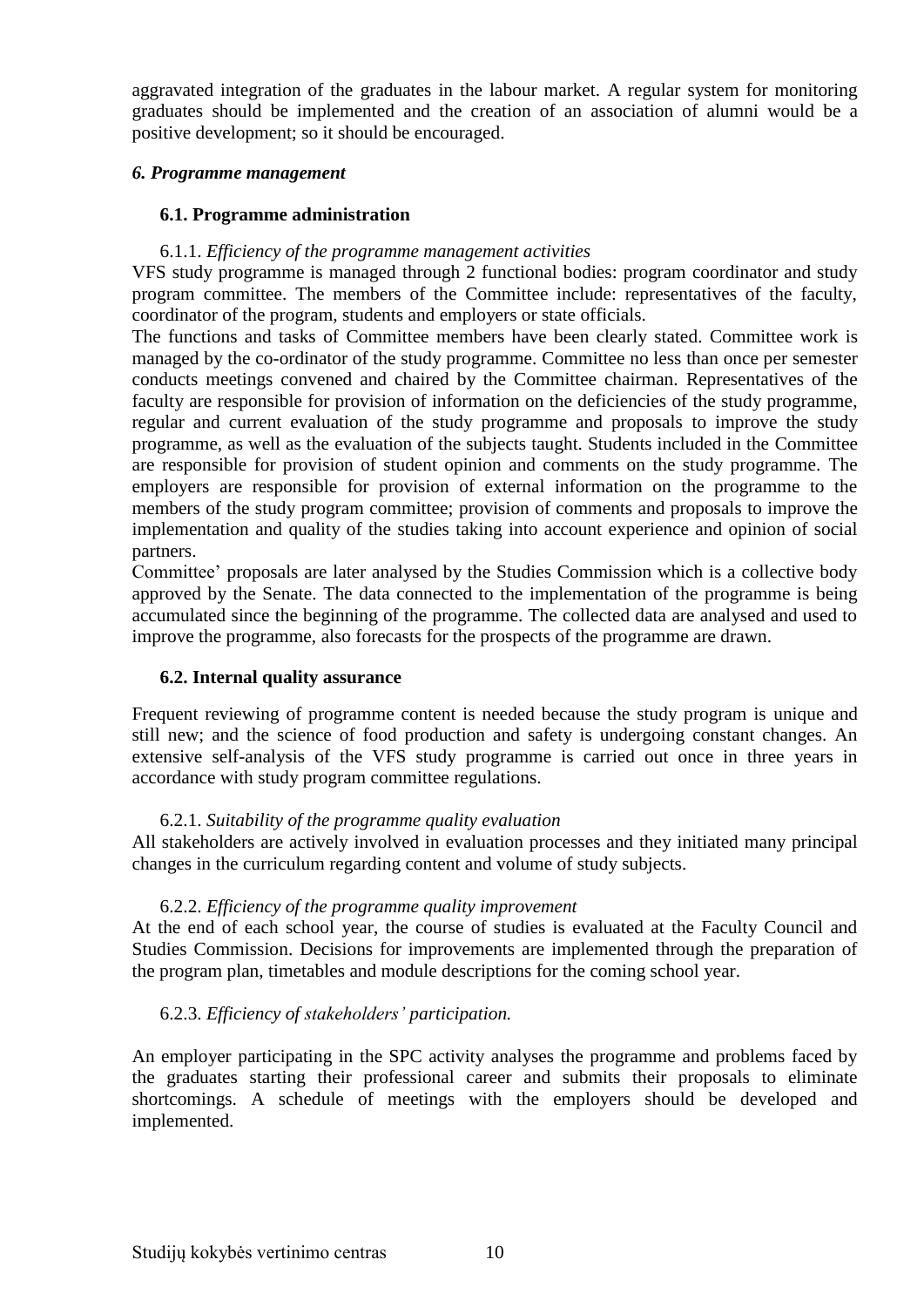aggravated integration of the graduates in the labour market. A regular system for monitoring graduates should be implemented and the creation of an association of alumni would be a positive development; so it should be encouraged.

### *6. Programme management*

#### 6.1. Programme administration

6.1.1. *Efficiency of the programme management activities*

VFS study programme is managed through 2 functional bodies: program coordinator and study program committee. The members of the Committee include: representatives of the faculty, coordinator of the program, students and employers or state officials.

The functions and tasks of Committee members have been clearly stated. Committee work is managed by the co-ordinator of the study programme. Committee no less than once per semester conducts meetings convened and chaired by the Committee chairman. Representatives of the faculty are responsible for provision of information on the deficiencies of the study programme, regular and current evaluation of the study programme and proposals to improve the study programme, as well as the evaluation of the subjects taught. Students included in the Committee are responsible for provision of student opinion and comments on the study programme. The employers are responsible for provision of external information on the programme to the members of the study program committee; provision of comments and proposals to improve the implementation and quality of the studies taking into account experience and opinion of social partners.

Committee' proposals are later analysed by the Studies Commission which is a collective body approved by the Senate. The data connected to the implementation of the programme is being accumulated since the beginning of the programme. The collected data are analysed and used to improve the programme, also forecasts for the prospects of the programme are drawn.

#### 6.2. Internal quality assurance

Frequent reviewing of programme content is needed because the study program is unique and still new; and the science of food production and safety is undergoing constant changes. An extensive self-analysis of the VFS study programme is carried out once in three years in accordance with study program committee regulations.

6.2.1. *Suitability of the programme quality evaluation*

All stakeholders are actively involved in evaluation processes and they initiated many principal changes in the curriculum regarding content and volume of study subjects.

6.2.2. *Efficiency of the programme quality improvement*

At the end of each school year, the course of studies is evaluated at the Faculty Council and Studies Commission. Decisions for improvements are implemented through the preparation of the program plan, timetables and module descriptions for the coming school year.

6.2.3. *Efficiency of stakeholders' participation.*

An employer participating in the SPC activity analyses the programme and problems faced by the graduates starting their professional career and submits their proposals to eliminate shortcomings. A schedule of meetings with the employers should be developed and implemented.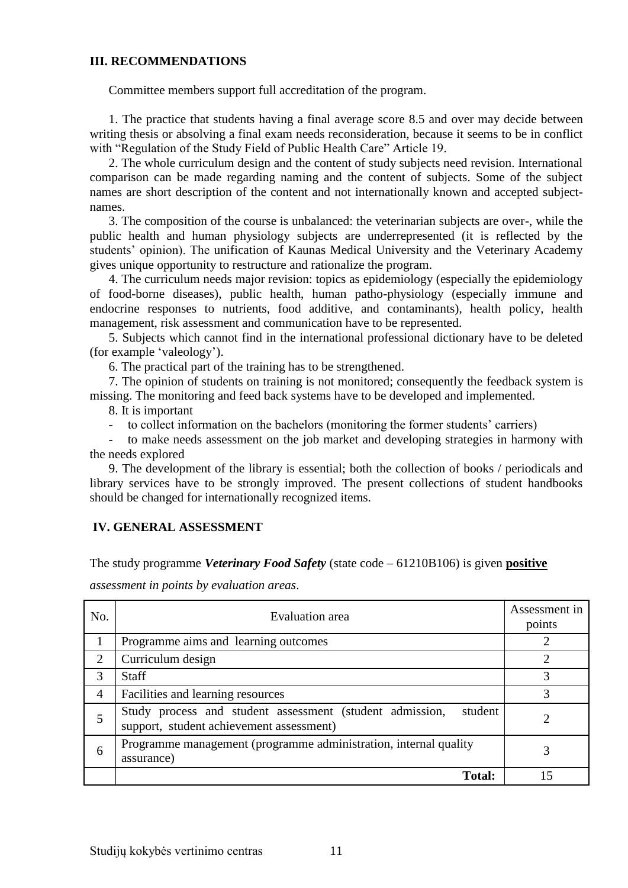## III. RECOMMENDATIONS

Committee members support full accreditation of the program.

1. The practice that students having a final average score 8.5 and over may decide between writing thesis or absolving a final exam needs reconsideration, because it seems to be in conflict with "Regulation of the Study Field of Public Health Care" Article 19.
2. The whole curriculum design and the content of study subjects need revision. International comparison can be made regarding naming and the content of subjects. Some of the subject names are short description of the content and not internationally known and accepted subject-names.
3. The composition of the course is unbalanced: the veterinarian subjects are over-, while the public health and human physiology subjects are underrepresented (it is reflected by the students' opinion). The unification of Kaunas Medical University and the Veterinary Academy gives unique opportunity to restructure and rationalize the program.
4. The curriculum needs major revision: topics as epidemiology (especially the epidemiology of food-borne diseases), public health, human patho-physiology (especially immune and endocrine responses to nutrients, food additive, and contaminants), health policy, health management, risk assessment and communication have to be represented.
5. Subjects which cannot find in the international professional dictionary have to be deleted (for example 'valeology').
6. The practical part of the training has to be strengthened.
7. The opinion of students on training is not monitored; consequently the feedback system is missing. The monitoring and feed back systems have to be developed and implemented.
8. It is important
   - to collect information on the bachelors (monitoring the former students' carriers)
   - to make needs assessment on the job market and developing strategies in harmony with the needs explored
9. The development of the library is essential; both the collection of books / periodicals and library services have to be strongly improved. The present collections of student handbooks should be changed for internationally recognized items.

## IV. GENERAL ASSESSMENT

The study programme ***Veterinary Food Safety*** (state code – 61210B106) is given **positive**

*assessment in points by evaluation areas*.

| No. | Evaluation area | Assessment in points |
|---|---|---|
| 1 | Programme aims and learning outcomes | 2 |
| 2 | Curriculum design | 2 |
| 3 | Staff | 3 |
| 4 | Facilities and learning resources | 3 |
| 5 | Study process and student assessment (student admission, student support, student achievement assessment) | 2 |
| 6 | Programme management (programme administration, internal quality assurance) | 3 |
| | **Total:** | 15 |